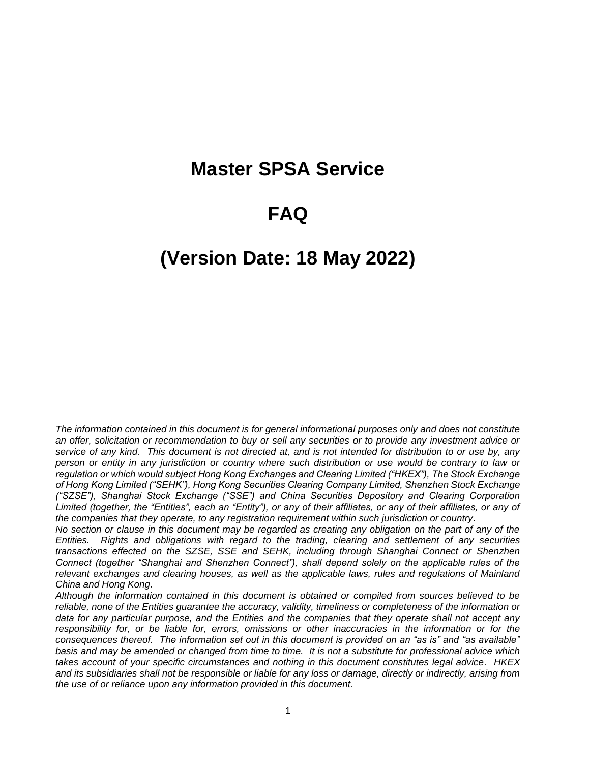# Master SPSA Service

# FAQ

# (Version Date: 18 May 2022)

*The information contained in this document is for general informational purposes only and does not constitute an offer, solicitation or recommendation to buy or sell any securities or to provide any investment advice or service of any kind. This document is not directed at, and is not intended for distribution to or use by, any person or entity in any jurisdiction or country where such distribution or use would be contrary to law or regulation or which would subject Hong Kong Exchanges and Clearing Limited ("HKEX"), The Stock Exchange of Hong Kong Limited ("SEHK"), Hong Kong Securities Clearing Company Limited, Shenzhen Stock Exchange ("SZSE"), Shanghai Stock Exchange ("SSE") and China Securities Depository and Clearing Corporation Limited (together, the "Entities", each an "Entity"), or any of their affiliates, or any of their affiliates, or any of the companies that they operate, to any registration requirement within such jurisdiction or country.*

*No section or clause in this document may be regarded as creating any obligation on the part of any of the Entities. Rights and obligations with regard to the trading, clearing and settlement of any securities transactions effected on the SZSE, SSE and SEHK, including through Shanghai Connect or Shenzhen Connect (together "Shanghai and Shenzhen Connect"), shall depend solely on the applicable rules of the relevant exchanges and clearing houses, as well as the applicable laws, rules and regulations of Mainland China and Hong Kong.*

*Although the information contained in this document is obtained or compiled from sources believed to be reliable, none of the Entities guarantee the accuracy, validity, timeliness or completeness of the information or data for any particular purpose, and the Entities and the companies that they operate shall not accept any responsibility for, or be liable for, errors, omissions or other inaccuracies in the information or for the consequences thereof. The information set out in this document is provided on an "as is" and "as available" basis and may be amended or changed from time to time. It is not a substitute for professional advice which takes account of your specific circumstances and nothing in this document constitutes legal advice. HKEX and its subsidiaries shall not be responsible or liable for any loss or damage, directly or indirectly, arising from the use of or reliance upon any information provided in this document.*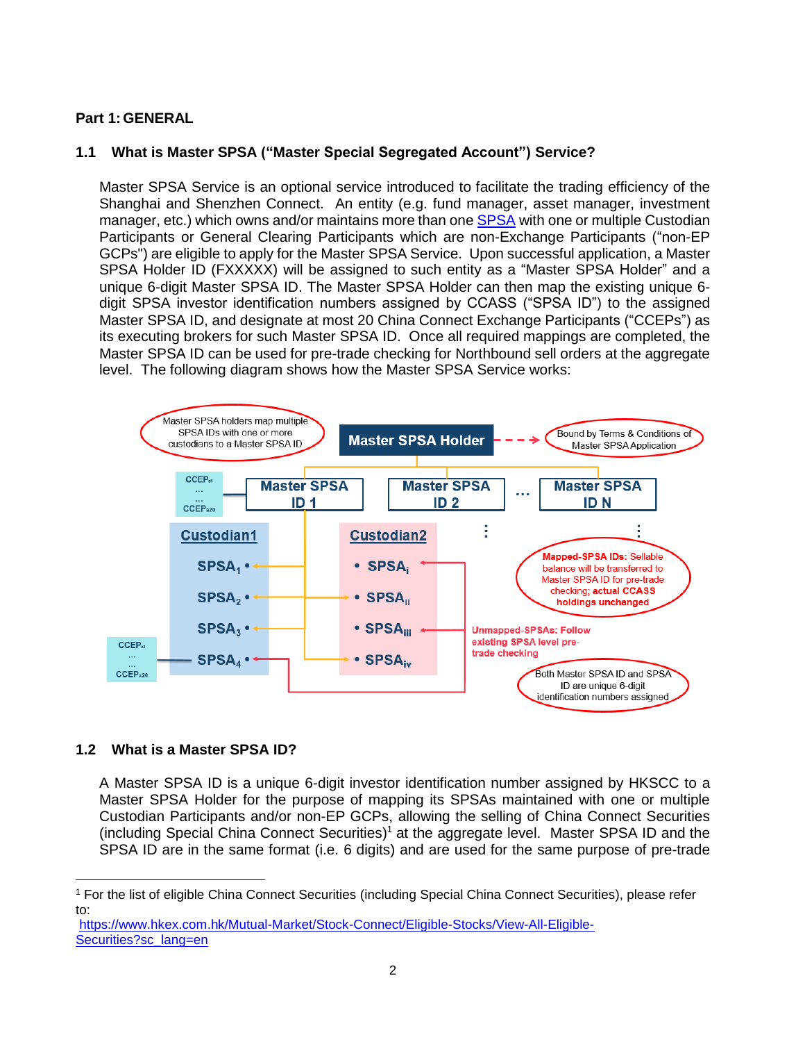**Part 1: GENERAL**

### 1.1 What is Master SPSA ("Master Special Segregated Account") Service?

Master SPSA Service is an optional service introduced to facilitate the trading efficiency of the Shanghai and Shenzhen Connect. An entity (e.g. fund manager, asset manager, investment manager, etc.) which owns and/or maintains more than one SPSA with one or multiple Custodian Participants or General Clearing Participants which are non-Exchange Participants ("non-EP GCPs") are eligible to apply for the Master SPSA Service. Upon successful application, a Master SPSA Holder ID (FXXXXX) will be assigned to such entity as a "Master SPSA Holder" and a unique 6-digit Master SPSA ID. The Master SPSA Holder can then map the existing unique 6-digit SPSA investor identification numbers assigned by CCASS ("SPSA ID") to the assigned Master SPSA ID, and designate at most 20 China Connect Exchange Participants ("CCEPs") as its executing brokers for such Master SPSA ID. Once all required mappings are completed, the Master SPSA ID can be used for pre-trade checking for Northbound sell orders at the aggregate level. The following diagram shows how the Master SPSA Service works:

Master SPSA holders map multiple SPSA IDs with one or more custodians to a Master SPSA ID

Master SPSA Holder

Bound by Terms & Conditions of Master SPSA Application

Master SPSA ID 1 | Master SPSA ID 2 | … | Master SPSA ID N

CCEP$_{a1}$ … CCEP$_{a20}$

Custodian1: SPSA$_1$, SPSA$_2$, SPSA$_3$, SPSA$_4$

CCEP$_{x1}$ … CCEP$_{x20}$

Custodian2: SPSA$_i$, SPSA$_{ii}$, SPSA$_{iii}$, SPSA$_{iv}$

**Mapped-SPSA IDs:** Sellable balance will be transferred to Master SPSA ID for pre-trade checking; **actual CCASS holdings unchanged**

**Unmapped-SPSAs: Follow existing SPSA level pre-trade checking**

Both Master SPSA ID and SPSA ID are unique 6-digit identification numbers assigned

### 1.2 What is a Master SPSA ID?

A Master SPSA ID is a unique 6-digit investor identification number assigned by HKSCC to a Master SPSA Holder for the purpose of mapping its SPSAs maintained with one or multiple Custodian Participants and/or non-EP GCPs, allowing the selling of China Connect Securities (including Special China Connect Securities)[1] at the aggregate level. Master SPSA ID and the SPSA ID are in the same format (i.e. 6 digits) and are used for the same purpose of pre-trade

---

[1] For the list of eligible China Connect Securities (including Special China Connect Securities), please refer to:
https://www.hkex.com.hk/Mutual-Market/Stock-Connect/Eligible-Stocks/View-All-Eligible-Securities?sc_lang=en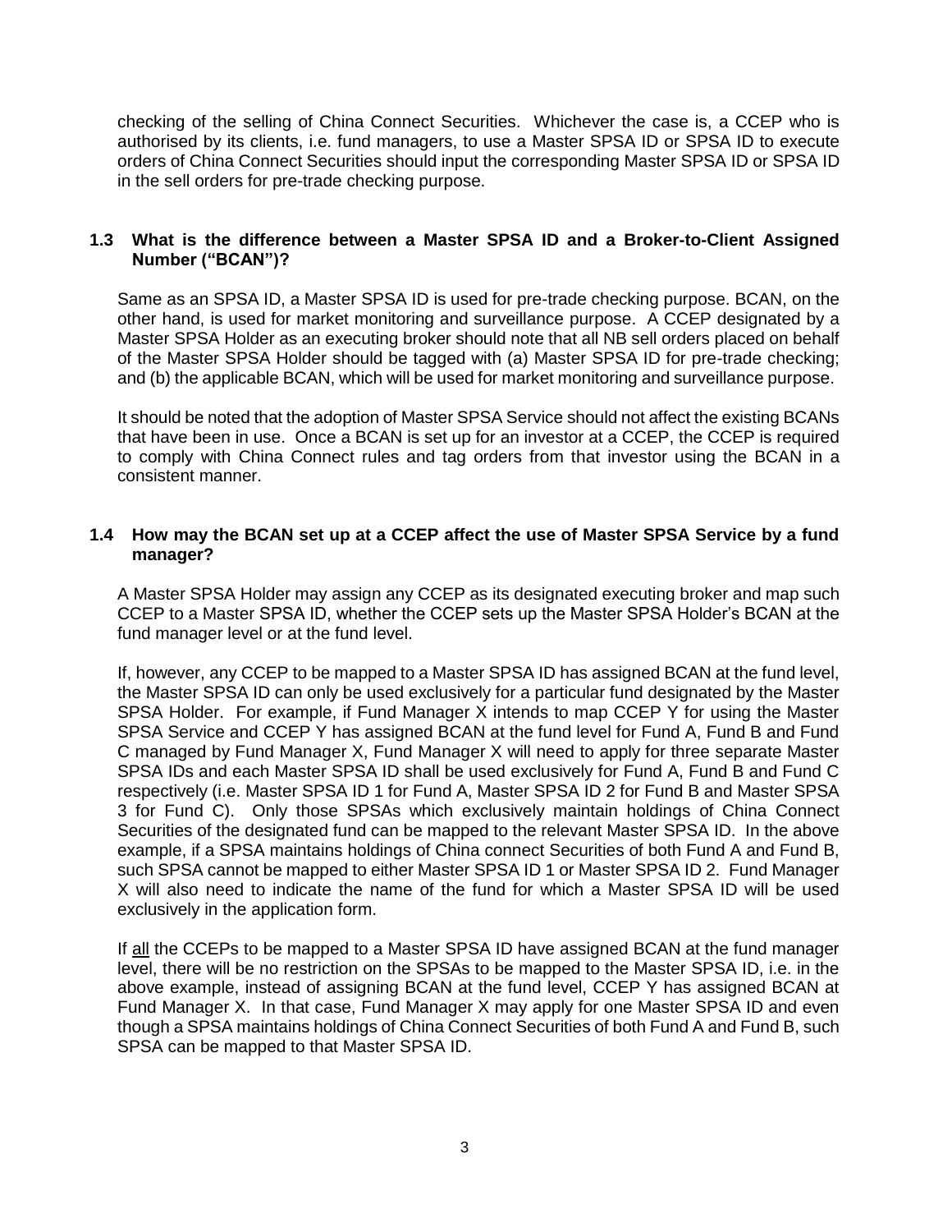checking of the selling of China Connect Securities. Whichever the case is, a CCEP who is authorised by its clients, i.e. fund managers, to use a Master SPSA ID or SPSA ID to execute orders of China Connect Securities should input the corresponding Master SPSA ID or SPSA ID in the sell orders for pre-trade checking purpose.

### 1.3 What is the difference between a Master SPSA ID and a Broker-to-Client Assigned Number ("BCAN")?

Same as an SPSA ID, a Master SPSA ID is used for pre-trade checking purpose. BCAN, on the other hand, is used for market monitoring and surveillance purpose. A CCEP designated by a Master SPSA Holder as an executing broker should note that all NB sell orders placed on behalf of the Master SPSA Holder should be tagged with (a) Master SPSA ID for pre-trade checking; and (b) the applicable BCAN, which will be used for market monitoring and surveillance purpose.

It should be noted that the adoption of Master SPSA Service should not affect the existing BCANs that have been in use. Once a BCAN is set up for an investor at a CCEP, the CCEP is required to comply with China Connect rules and tag orders from that investor using the BCAN in a consistent manner.

### 1.4 How may the BCAN set up at a CCEP affect the use of Master SPSA Service by a fund manager?

A Master SPSA Holder may assign any CCEP as its designated executing broker and map such CCEP to a Master SPSA ID, whether the CCEP sets up the Master SPSA Holder's BCAN at the fund manager level or at the fund level.

If, however, any CCEP to be mapped to a Master SPSA ID has assigned BCAN at the fund level, the Master SPSA ID can only be used exclusively for a particular fund designated by the Master SPSA Holder. For example, if Fund Manager X intends to map CCEP Y for using the Master SPSA Service and CCEP Y has assigned BCAN at the fund level for Fund A, Fund B and Fund C managed by Fund Manager X, Fund Manager X will need to apply for three separate Master SPSA IDs and each Master SPSA ID shall be used exclusively for Fund A, Fund B and Fund C respectively (i.e. Master SPSA ID 1 for Fund A, Master SPSA ID 2 for Fund B and Master SPSA 3 for Fund C). Only those SPSAs which exclusively maintain holdings of China Connect Securities of the designated fund can be mapped to the relevant Master SPSA ID. In the above example, if a SPSA maintains holdings of China connect Securities of both Fund A and Fund B, such SPSA cannot be mapped to either Master SPSA ID 1 or Master SPSA ID 2. Fund Manager X will also need to indicate the name of the fund for which a Master SPSA ID will be used exclusively in the application form.

If <u>all</u> the CCEPs to be mapped to a Master SPSA ID have assigned BCAN at the fund manager level, there will be no restriction on the SPSAs to be mapped to the Master SPSA ID, i.e. in the above example, instead of assigning BCAN at the fund level, CCEP Y has assigned BCAN at Fund Manager X. In that case, Fund Manager X may apply for one Master SPSA ID and even though a SPSA maintains holdings of China Connect Securities of both Fund A and Fund B, such SPSA can be mapped to that Master SPSA ID.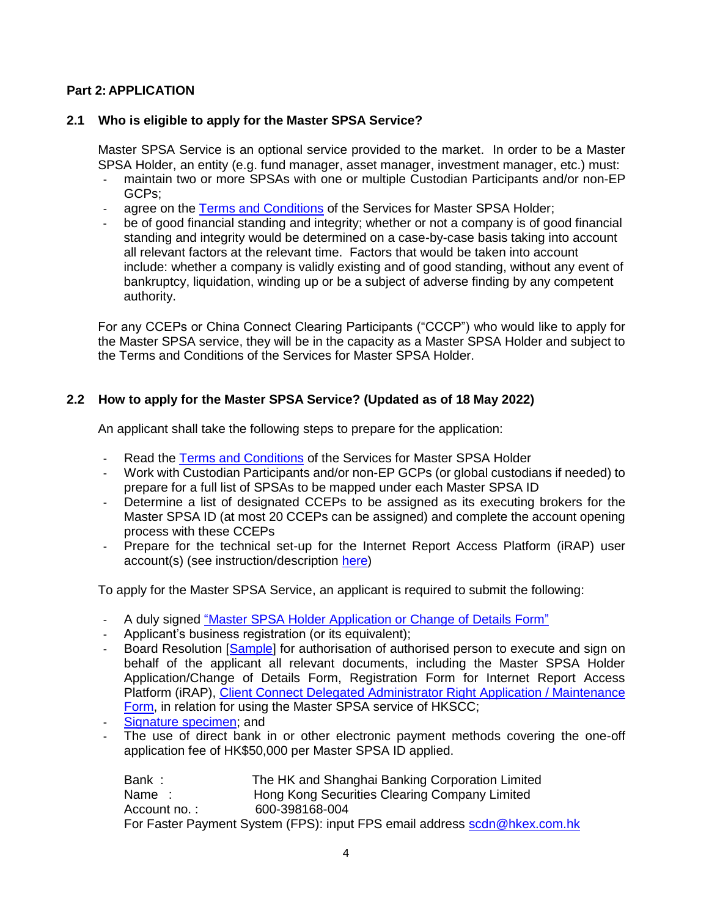## Part 2: APPLICATION

### 2.1 Who is eligible to apply for the Master SPSA Service?

Master SPSA Service is an optional service provided to the market. In order to be a Master SPSA Holder, an entity (e.g. fund manager, asset manager, investment manager, etc.) must:

- maintain two or more SPSAs with one or multiple Custodian Participants and/or non-EP GCPs;
- agree on the Terms and Conditions of the Services for Master SPSA Holder;
- be of good financial standing and integrity; whether or not a company is of good financial standing and integrity would be determined on a case-by-case basis taking into account all relevant factors at the relevant time. Factors that would be taken into account include: whether a company is validly existing and of good standing, without any event of bankruptcy, liquidation, winding up or be a subject of adverse finding by any competent authority.

For any CCEPs or China Connect Clearing Participants ("CCCP") who would like to apply for the Master SPSA service, they will be in the capacity as a Master SPSA Holder and subject to the Terms and Conditions of the Services for Master SPSA Holder.

### 2.2 How to apply for the Master SPSA Service? (Updated as of 18 May 2022)

An applicant shall take the following steps to prepare for the application:

- Read the Terms and Conditions of the Services for Master SPSA Holder
- Work with Custodian Participants and/or non-EP GCPs (or global custodians if needed) to prepare for a full list of SPSAs to be mapped under each Master SPSA ID
- Determine a list of designated CCEPs to be assigned as its executing brokers for the Master SPSA ID (at most 20 CCEPs can be assigned) and complete the account opening process with these CCEPs
- Prepare for the technical set-up for the Internet Report Access Platform (iRAP) user account(s) (see instruction/description here)

To apply for the Master SPSA Service, an applicant is required to submit the following:

- A duly signed "Master SPSA Holder Application or Change of Details Form"
- Applicant's business registration (or its equivalent);
- Board Resolution [Sample] for authorisation of authorised person to execute and sign on behalf of the applicant all relevant documents, including the Master SPSA Holder Application/Change of Details Form, Registration Form for Internet Report Access Platform (iRAP), Client Connect Delegated Administrator Right Application / Maintenance Form, in relation for using the Master SPSA service of HKSCC;
- Signature specimen; and
- The use of direct bank in or other electronic payment methods covering the one-off application fee of HK$50,000 per Master SPSA ID applied.

  Bank : The HK and Shanghai Banking Corporation Limited
  Name : Hong Kong Securities Clearing Company Limited
  Account no. : 600-398168-004
  For Faster Payment System (FPS): input FPS email address scdn@hkex.com.hk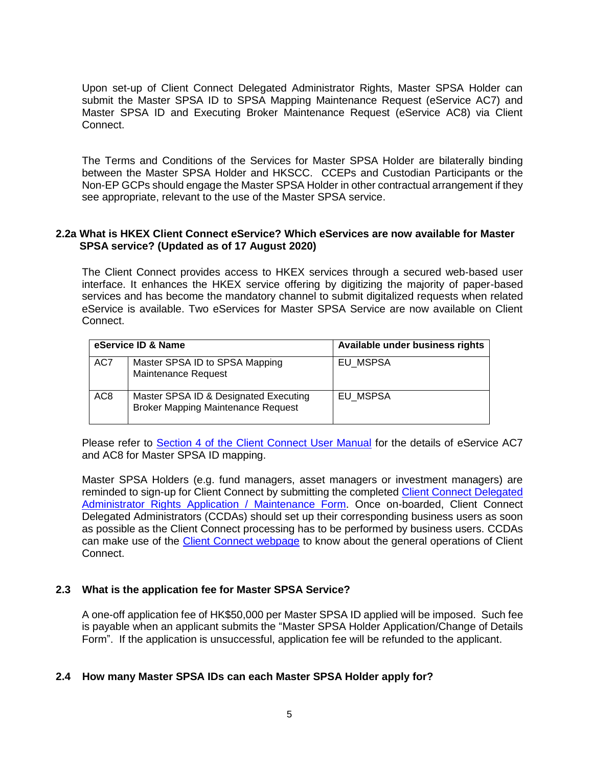Upon set-up of Client Connect Delegated Administrator Rights, Master SPSA Holder can submit the Master SPSA ID to SPSA Mapping Maintenance Request (eService AC7) and Master SPSA ID and Executing Broker Maintenance Request (eService AC8) via Client Connect.

The Terms and Conditions of the Services for Master SPSA Holder are bilaterally binding between the Master SPSA Holder and HKSCC. CCEPs and Custodian Participants or the Non-EP GCPs should engage the Master SPSA Holder in other contractual arrangement if they see appropriate, relevant to the use of the Master SPSA service.

### 2.2a What is HKEX Client Connect eService? Which eServices are now available for Master SPSA service? (Updated as of 17 August 2020)

The Client Connect provides access to HKEX services through a secured web-based user interface. It enhances the HKEX service offering by digitizing the majority of paper-based services and has become the mandatory channel to submit digitalized requests when related eService is available. Two eServices for Master SPSA Service are now available on Client Connect.

| eService ID & Name | | Available under business rights |
|---|---|---|
| AC7 | Master SPSA ID to SPSA Mapping Maintenance Request | EU_MSPSA |
| AC8 | Master SPSA ID & Designated Executing Broker Mapping Maintenance Request | EU_MSPSA |

Please refer to Section 4 of the Client Connect User Manual for the details of eService AC7 and AC8 for Master SPSA ID mapping.

Master SPSA Holders (e.g. fund managers, asset managers or investment managers) are reminded to sign-up for Client Connect by submitting the completed Client Connect Delegated Administrator Rights Application / Maintenance Form. Once on-boarded, Client Connect Delegated Administrators (CCDAs) should set up their corresponding business users as soon as possible as the Client Connect processing has to be performed by business users. CCDAs can make use of the Client Connect webpage to know about the general operations of Client Connect.

### 2.3 What is the application fee for Master SPSA Service?

A one-off application fee of HK$50,000 per Master SPSA ID applied will be imposed. Such fee is payable when an applicant submits the "Master SPSA Holder Application/Change of Details Form". If the application is unsuccessful, application fee will be refunded to the applicant.

### 2.4 How many Master SPSA IDs can each Master SPSA Holder apply for?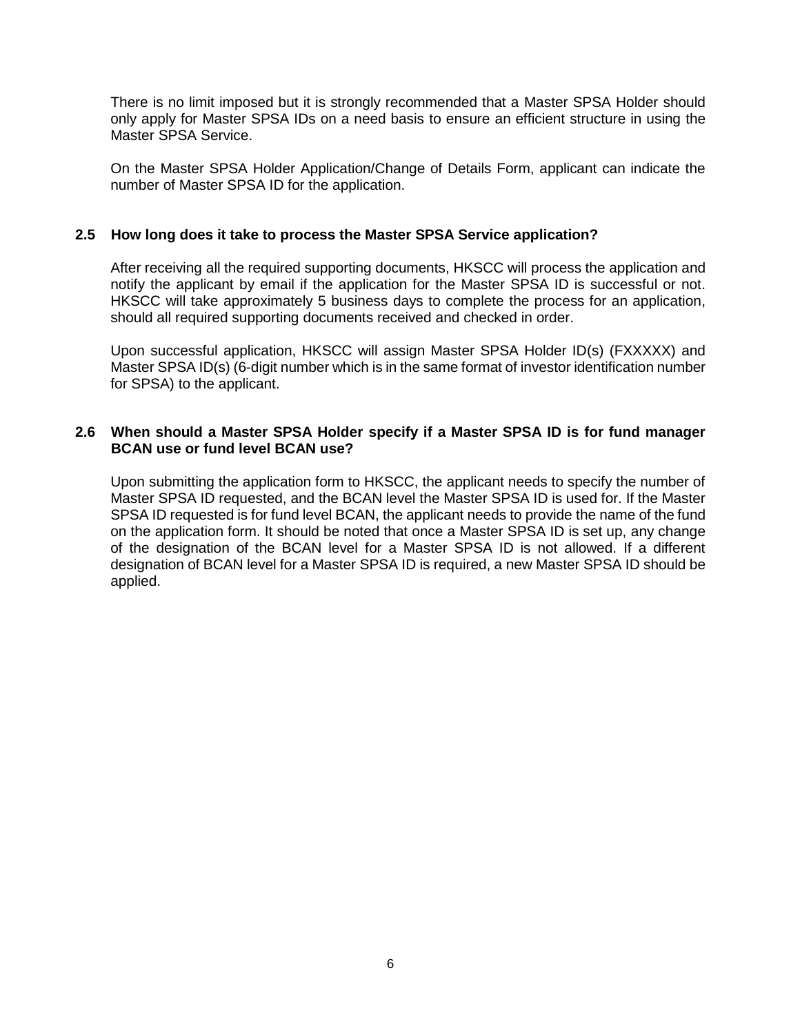There is no limit imposed but it is strongly recommended that a Master SPSA Holder should only apply for Master SPSA IDs on a need basis to ensure an efficient structure in using the Master SPSA Service.

On the Master SPSA Holder Application/Change of Details Form, applicant can indicate the number of Master SPSA ID for the application.

### 2.5 How long does it take to process the Master SPSA Service application?

After receiving all the required supporting documents, HKSCC will process the application and notify the applicant by email if the application for the Master SPSA ID is successful or not. HKSCC will take approximately 5 business days to complete the process for an application, should all required supporting documents received and checked in order.

Upon successful application, HKSCC will assign Master SPSA Holder ID(s) (FXXXXX) and Master SPSA ID(s) (6-digit number which is in the same format of investor identification number for SPSA) to the applicant.

### 2.6 When should a Master SPSA Holder specify if a Master SPSA ID is for fund manager BCAN use or fund level BCAN use?

Upon submitting the application form to HKSCC, the applicant needs to specify the number of Master SPSA ID requested, and the BCAN level the Master SPSA ID is used for. If the Master SPSA ID requested is for fund level BCAN, the applicant needs to provide the name of the fund on the application form. It should be noted that once a Master SPSA ID is set up, any change of the designation of the BCAN level for a Master SPSA ID is not allowed. If a different designation of BCAN level for a Master SPSA ID is required, a new Master SPSA ID should be applied.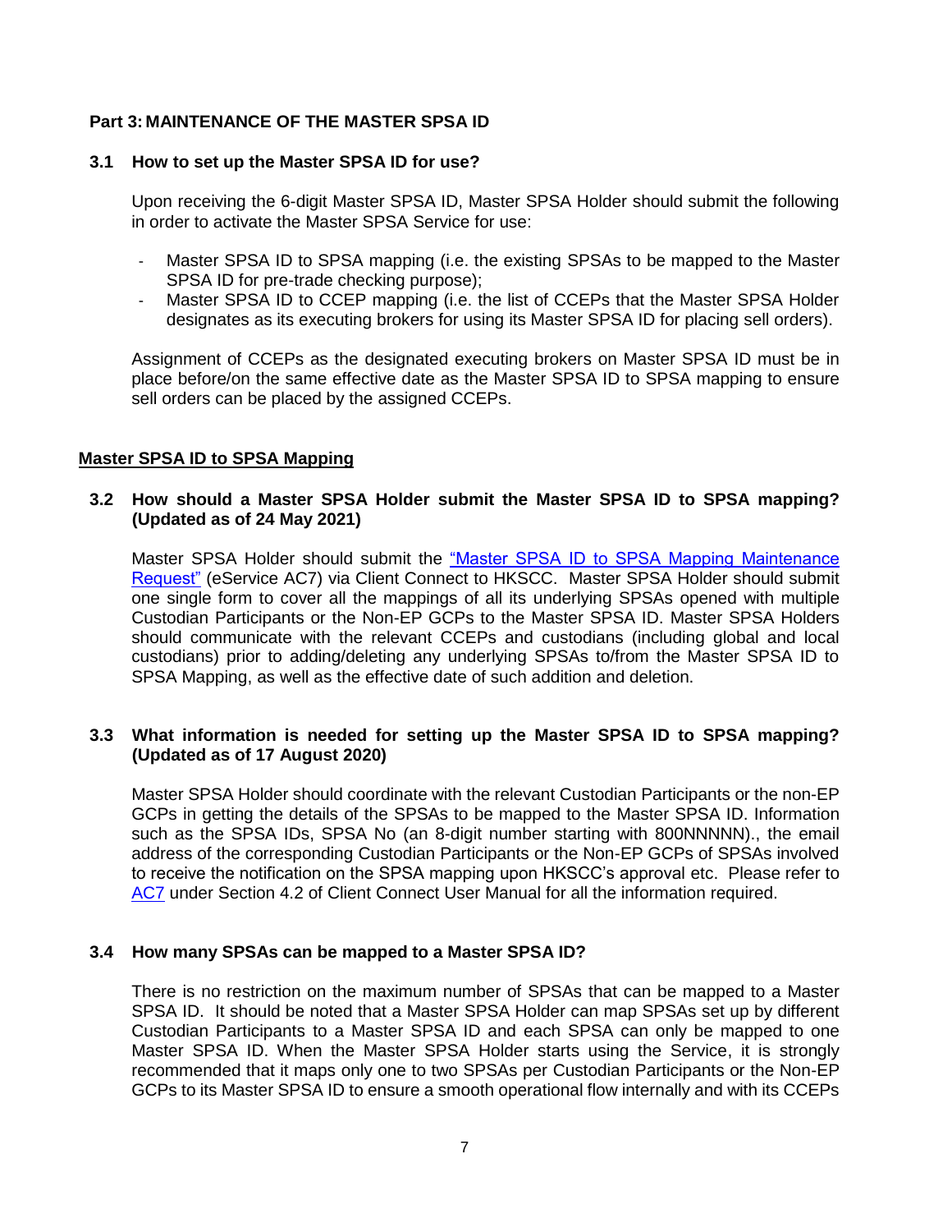## Part 3: MAINTENANCE OF THE MASTER SPSA ID

### 3.1 How to set up the Master SPSA ID for use?

Upon receiving the 6-digit Master SPSA ID, Master SPSA Holder should submit the following in order to activate the Master SPSA Service for use:

- Master SPSA ID to SPSA mapping (i.e. the existing SPSAs to be mapped to the Master SPSA ID for pre-trade checking purpose);
- Master SPSA ID to CCEP mapping (i.e. the list of CCEPs that the Master SPSA Holder designates as its executing brokers for using its Master SPSA ID for placing sell orders).

Assignment of CCEPs as the designated executing brokers on Master SPSA ID must be in place before/on the same effective date as the Master SPSA ID to SPSA mapping to ensure sell orders can be placed by the assigned CCEPs.

**Master SPSA ID to SPSA Mapping**

### 3.2 How should a Master SPSA Holder submit the Master SPSA ID to SPSA mapping? (Updated as of 24 May 2021)

Master SPSA Holder should submit the "Master SPSA ID to SPSA Mapping Maintenance Request" (eService AC7) via Client Connect to HKSCC. Master SPSA Holder should submit one single form to cover all the mappings of all its underlying SPSAs opened with multiple Custodian Participants or the Non-EP GCPs to the Master SPSA ID. Master SPSA Holders should communicate with the relevant CCEPs and custodians (including global and local custodians) prior to adding/deleting any underlying SPSAs to/from the Master SPSA ID to SPSA Mapping, as well as the effective date of such addition and deletion.

### 3.3 What information is needed for setting up the Master SPSA ID to SPSA mapping? (Updated as of 17 August 2020)

Master SPSA Holder should coordinate with the relevant Custodian Participants or the non-EP GCPs in getting the details of the SPSAs to be mapped to the Master SPSA ID. Information such as the SPSA IDs, SPSA No (an 8-digit number starting with 800NNNNN)., the email address of the corresponding Custodian Participants or the Non-EP GCPs of SPSAs involved to receive the notification on the SPSA mapping upon HKSCC's approval etc. Please refer to AC7 under Section 4.2 of Client Connect User Manual for all the information required.

### 3.4 How many SPSAs can be mapped to a Master SPSA ID?

There is no restriction on the maximum number of SPSAs that can be mapped to a Master SPSA ID. It should be noted that a Master SPSA Holder can map SPSAs set up by different Custodian Participants to a Master SPSA ID and each SPSA can only be mapped to one Master SPSA ID. When the Master SPSA Holder starts using the Service, it is strongly recommended that it maps only one to two SPSAs per Custodian Participants or the Non-EP GCPs to its Master SPSA ID to ensure a smooth operational flow internally and with its CCEPs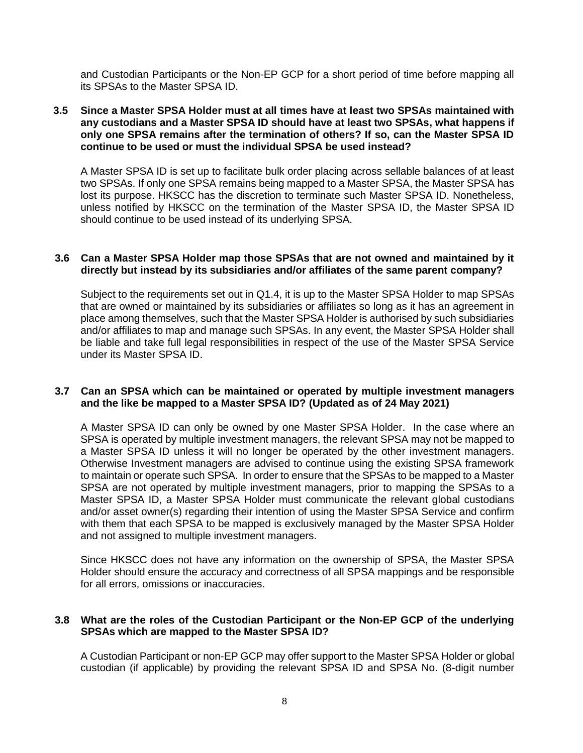and Custodian Participants or the Non-EP GCP for a short period of time before mapping all its SPSAs to the Master SPSA ID.

**3.5 Since a Master SPSA Holder must at all times have at least two SPSAs maintained with any custodians and a Master SPSA ID should have at least two SPSAs, what happens if only one SPSA remains after the termination of others? If so, can the Master SPSA ID continue to be used or must the individual SPSA be used instead?**

A Master SPSA ID is set up to facilitate bulk order placing across sellable balances of at least two SPSAs. If only one SPSA remains being mapped to a Master SPSA, the Master SPSA has lost its purpose. HKSCC has the discretion to terminate such Master SPSA ID. Nonetheless, unless notified by HKSCC on the termination of the Master SPSA ID, the Master SPSA ID should continue to be used instead of its underlying SPSA.

**3.6 Can a Master SPSA Holder map those SPSAs that are not owned and maintained by it directly but instead by its subsidiaries and/or affiliates of the same parent company?**

Subject to the requirements set out in Q1.4, it is up to the Master SPSA Holder to map SPSAs that are owned or maintained by its subsidiaries or affiliates so long as it has an agreement in place among themselves, such that the Master SPSA Holder is authorised by such subsidiaries and/or affiliates to map and manage such SPSAs. In any event, the Master SPSA Holder shall be liable and take full legal responsibilities in respect of the use of the Master SPSA Service under its Master SPSA ID.

**3.7 Can an SPSA which can be maintained or operated by multiple investment managers and the like be mapped to a Master SPSA ID? (Updated as of 24 May 2021)**

A Master SPSA ID can only be owned by one Master SPSA Holder. In the case where an SPSA is operated by multiple investment managers, the relevant SPSA may not be mapped to a Master SPSA ID unless it will no longer be operated by the other investment managers. Otherwise Investment managers are advised to continue using the existing SPSA framework to maintain or operate such SPSA. In order to ensure that the SPSAs to be mapped to a Master SPSA are not operated by multiple investment managers, prior to mapping the SPSAs to a Master SPSA ID, a Master SPSA Holder must communicate the relevant global custodians and/or asset owner(s) regarding their intention of using the Master SPSA Service and confirm with them that each SPSA to be mapped is exclusively managed by the Master SPSA Holder and not assigned to multiple investment managers.

Since HKSCC does not have any information on the ownership of SPSA, the Master SPSA Holder should ensure the accuracy and correctness of all SPSA mappings and be responsible for all errors, omissions or inaccuracies.

**3.8 What are the roles of the Custodian Participant or the Non-EP GCP of the underlying SPSAs which are mapped to the Master SPSA ID?**

A Custodian Participant or non-EP GCP may offer support to the Master SPSA Holder or global custodian (if applicable) by providing the relevant SPSA ID and SPSA No. (8-digit number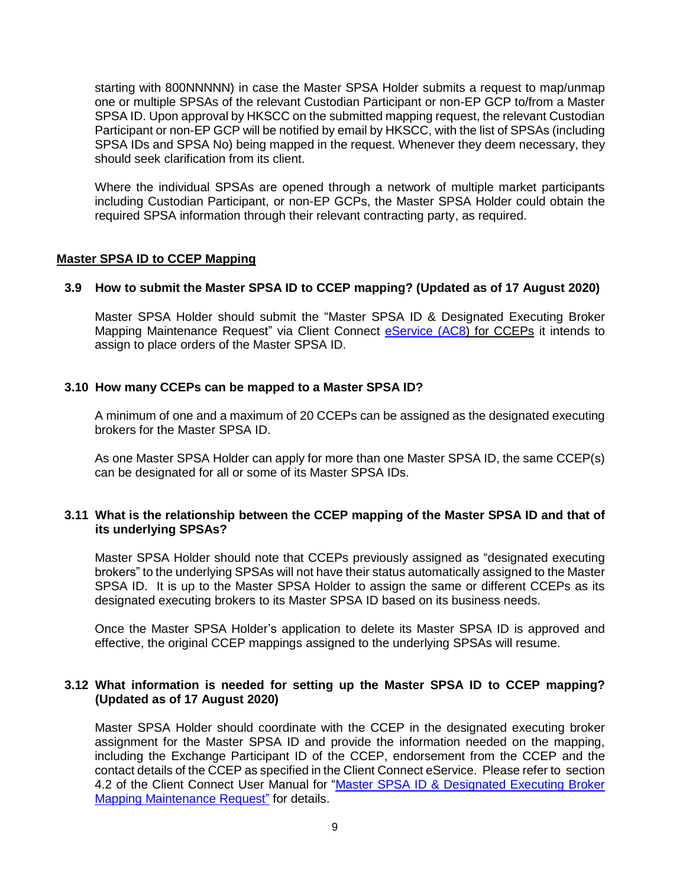starting with 800NNNNN) in case the Master SPSA Holder submits a request to map/unmap one or multiple SPSAs of the relevant Custodian Participant or non-EP GCP to/from a Master SPSA ID. Upon approval by HKSCC on the submitted mapping request, the relevant Custodian Participant or non-EP GCP will be notified by email by HKSCC, with the list of SPSAs (including SPSA IDs and SPSA No) being mapped in the request. Whenever they deem necessary, they should seek clarification from its client.

Where the individual SPSAs are opened through a network of multiple market participants including Custodian Participant, or non-EP GCPs, the Master SPSA Holder could obtain the required SPSA information through their relevant contracting party, as required.

## Master SPSA ID to CCEP Mapping

### 3.9 How to submit the Master SPSA ID to CCEP mapping? (Updated as of 17 August 2020)

Master SPSA Holder should submit the "Master SPSA ID & Designated Executing Broker Mapping Maintenance Request" via Client Connect eService (AC8) for CCEPs it intends to assign to place orders of the Master SPSA ID.

### 3.10 How many CCEPs can be mapped to a Master SPSA ID?

A minimum of one and a maximum of 20 CCEPs can be assigned as the designated executing brokers for the Master SPSA ID.

As one Master SPSA Holder can apply for more than one Master SPSA ID, the same CCEP(s) can be designated for all or some of its Master SPSA IDs.

### 3.11 What is the relationship between the CCEP mapping of the Master SPSA ID and that of its underlying SPSAs?

Master SPSA Holder should note that CCEPs previously assigned as "designated executing brokers" to the underlying SPSAs will not have their status automatically assigned to the Master SPSA ID. It is up to the Master SPSA Holder to assign the same or different CCEPs as its designated executing brokers to its Master SPSA ID based on its business needs.

Once the Master SPSA Holder's application to delete its Master SPSA ID is approved and effective, the original CCEP mappings assigned to the underlying SPSAs will resume.

### 3.12 What information is needed for setting up the Master SPSA ID to CCEP mapping? (Updated as of 17 August 2020)

Master SPSA Holder should coordinate with the CCEP in the designated executing broker assignment for the Master SPSA ID and provide the information needed on the mapping, including the Exchange Participant ID of the CCEP, endorsement from the CCEP and the contact details of the CCEP as specified in the Client Connect eService. Please refer to section 4.2 of the Client Connect User Manual for "Master SPSA ID & Designated Executing Broker Mapping Maintenance Request" for details.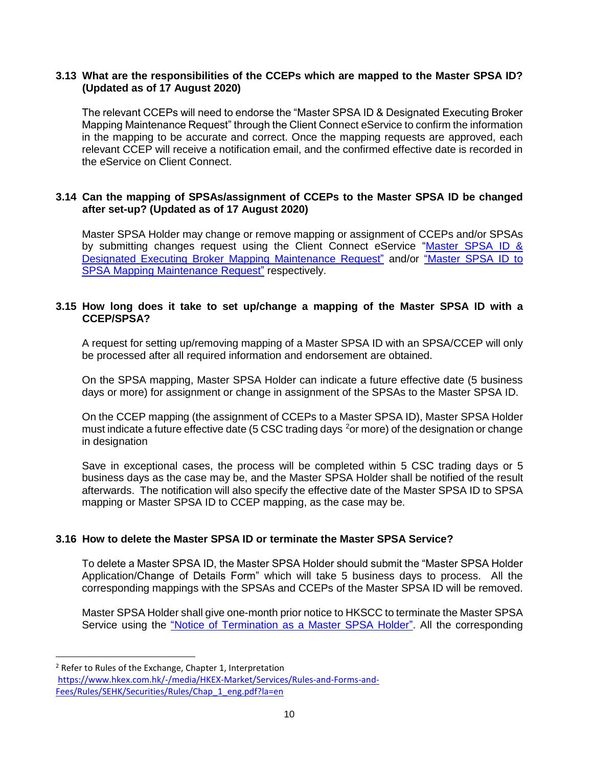### 3.13 What are the responsibilities of the CCEPs which are mapped to the Master SPSA ID? (Updated as of 17 August 2020)

The relevant CCEPs will need to endorse the "Master SPSA ID & Designated Executing Broker Mapping Maintenance Request" through the Client Connect eService to confirm the information in the mapping to be accurate and correct. Once the mapping requests are approved, each relevant CCEP will receive a notification email, and the confirmed effective date is recorded in the eService on Client Connect.

### 3.14 Can the mapping of SPSAs/assignment of CCEPs to the Master SPSA ID be changed after set-up? (Updated as of 17 August 2020)

Master SPSA Holder may change or remove mapping or assignment of CCEPs and/or SPSAs by submitting changes request using the Client Connect eService "Master SPSA ID & Designated Executing Broker Mapping Maintenance Request" and/or "Master SPSA ID to SPSA Mapping Maintenance Request" respectively.

### 3.15 How long does it take to set up/change a mapping of the Master SPSA ID with a CCEP/SPSA?

A request for setting up/removing mapping of a Master SPSA ID with an SPSA/CCEP will only be processed after all required information and endorsement are obtained.

On the SPSA mapping, Master SPSA Holder can indicate a future effective date (5 business days or more) for assignment or change in assignment of the SPSAs to the Master SPSA ID.

On the CCEP mapping (the assignment of CCEPs to a Master SPSA ID), Master SPSA Holder must indicate a future effective date (5 CSC trading days [2] or more) of the designation or change in designation

Save in exceptional cases, the process will be completed within 5 CSC trading days or 5 business days as the case may be, and the Master SPSA Holder shall be notified of the result afterwards. The notification will also specify the effective date of the Master SPSA ID to SPSA mapping or Master SPSA ID to CCEP mapping, as the case may be.

### 3.16 How to delete the Master SPSA ID or terminate the Master SPSA Service?

To delete a Master SPSA ID, the Master SPSA Holder should submit the "Master SPSA Holder Application/Change of Details Form" which will take 5 business days to process. All the corresponding mappings with the SPSAs and CCEPs of the Master SPSA ID will be removed.

Master SPSA Holder shall give one-month prior notice to HKSCC to terminate the Master SPSA Service using the "Notice of Termination as a Master SPSA Holder". All the corresponding

---

[2] Refer to Rules of the Exchange, Chapter 1, Interpretation https://www.hkex.com.hk/-/media/HKEX-Market/Services/Rules-and-Forms-and-Fees/Rules/SEHK/Securities/Rules/Chap_1_eng.pdf?la=en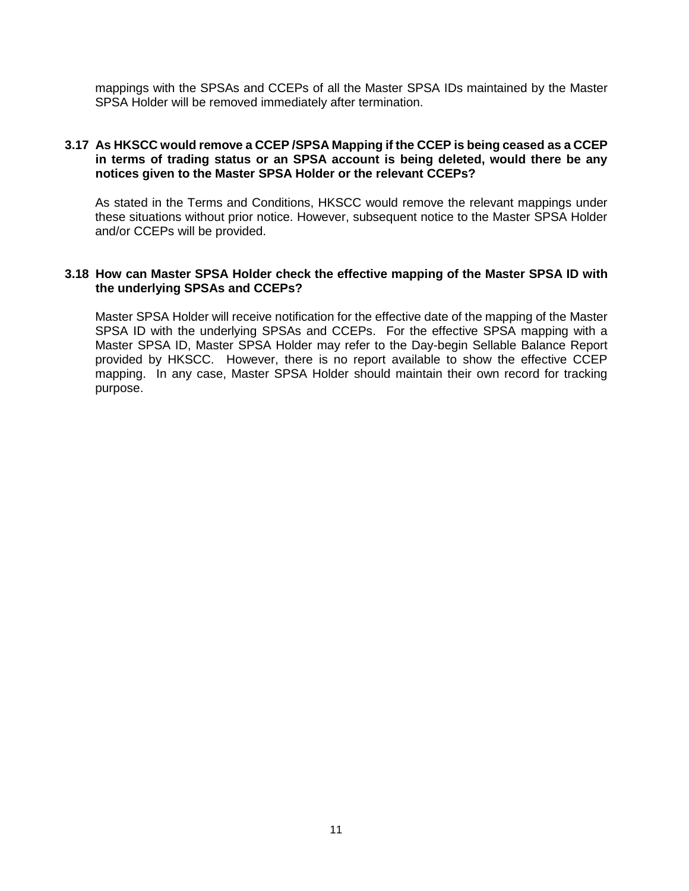mappings with the SPSAs and CCEPs of all the Master SPSA IDs maintained by the Master SPSA Holder will be removed immediately after termination.

### 3.17 As HKSCC would remove a CCEP /SPSA Mapping if the CCEP is being ceased as a CCEP in terms of trading status or an SPSA account is being deleted, would there be any notices given to the Master SPSA Holder or the relevant CCEPs?

As stated in the Terms and Conditions, HKSCC would remove the relevant mappings under these situations without prior notice. However, subsequent notice to the Master SPSA Holder and/or CCEPs will be provided.

### 3.18 How can Master SPSA Holder check the effective mapping of the Master SPSA ID with the underlying SPSAs and CCEPs?

Master SPSA Holder will receive notification for the effective date of the mapping of the Master SPSA ID with the underlying SPSAs and CCEPs. For the effective SPSA mapping with a Master SPSA ID, Master SPSA Holder may refer to the Day-begin Sellable Balance Report provided by HKSCC. However, there is no report available to show the effective CCEP mapping. In any case, Master SPSA Holder should maintain their own record for tracking purpose.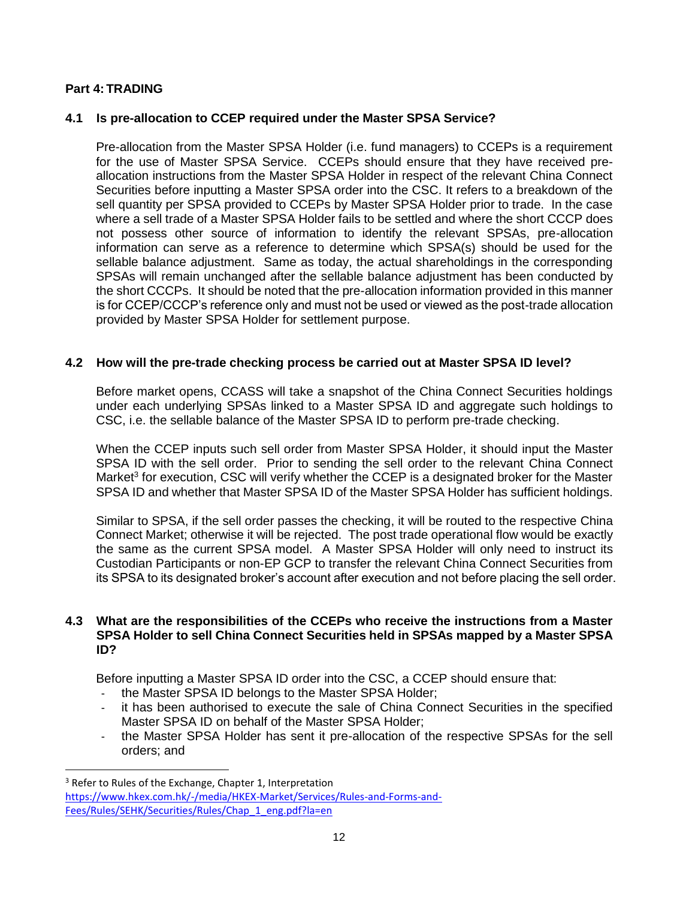## Part 4: TRADING

### 4.1 Is pre-allocation to CCEP required under the Master SPSA Service?

Pre-allocation from the Master SPSA Holder (i.e. fund managers) to CCEPs is a requirement for the use of Master SPSA Service. CCEPs should ensure that they have received pre-allocation instructions from the Master SPSA Holder in respect of the relevant China Connect Securities before inputting a Master SPSA order into the CSC. It refers to a breakdown of the sell quantity per SPSA provided to CCEPs by Master SPSA Holder prior to trade. In the case where a sell trade of a Master SPSA Holder fails to be settled and where the short CCCP does not possess other source of information to identify the relevant SPSAs, pre-allocation information can serve as a reference to determine which SPSA(s) should be used for the sellable balance adjustment. Same as today, the actual shareholdings in the corresponding SPSAs will remain unchanged after the sellable balance adjustment has been conducted by the short CCCPs. It should be noted that the pre-allocation information provided in this manner is for CCEP/CCCP's reference only and must not be used or viewed as the post-trade allocation provided by Master SPSA Holder for settlement purpose.

### 4.2 How will the pre-trade checking process be carried out at Master SPSA ID level?

Before market opens, CCASS will take a snapshot of the China Connect Securities holdings under each underlying SPSAs linked to a Master SPSA ID and aggregate such holdings to CSC, i.e. the sellable balance of the Master SPSA ID to perform pre-trade checking.

When the CCEP inputs such sell order from Master SPSA Holder, it should input the Master SPSA ID with the sell order. Prior to sending the sell order to the relevant China Connect Market[3] for execution, CSC will verify whether the CCEP is a designated broker for the Master SPSA ID and whether that Master SPSA ID of the Master SPSA Holder has sufficient holdings.

Similar to SPSA, if the sell order passes the checking, it will be routed to the respective China Connect Market; otherwise it will be rejected. The post trade operational flow would be exactly the same as the current SPSA model. A Master SPSA Holder will only need to instruct its Custodian Participants or non-EP GCP to transfer the relevant China Connect Securities from its SPSA to its designated broker's account after execution and not before placing the sell order.

### 4.3 What are the responsibilities of the CCEPs who receive the instructions from a Master SPSA Holder to sell China Connect Securities held in SPSAs mapped by a Master SPSA ID?

Before inputting a Master SPSA ID order into the CSC, a CCEP should ensure that:

- the Master SPSA ID belongs to the Master SPSA Holder;
- it has been authorised to execute the sale of China Connect Securities in the specified Master SPSA ID on behalf of the Master SPSA Holder;
- the Master SPSA Holder has sent it pre-allocation of the respective SPSAs for the sell orders; and

---

[3] Refer to Rules of the Exchange, Chapter 1, Interpretation https://www.hkex.com.hk/-/media/HKEX-Market/Services/Rules-and-Forms-and-Fees/Rules/SEHK/Securities/Rules/Chap_1_eng.pdf?la=en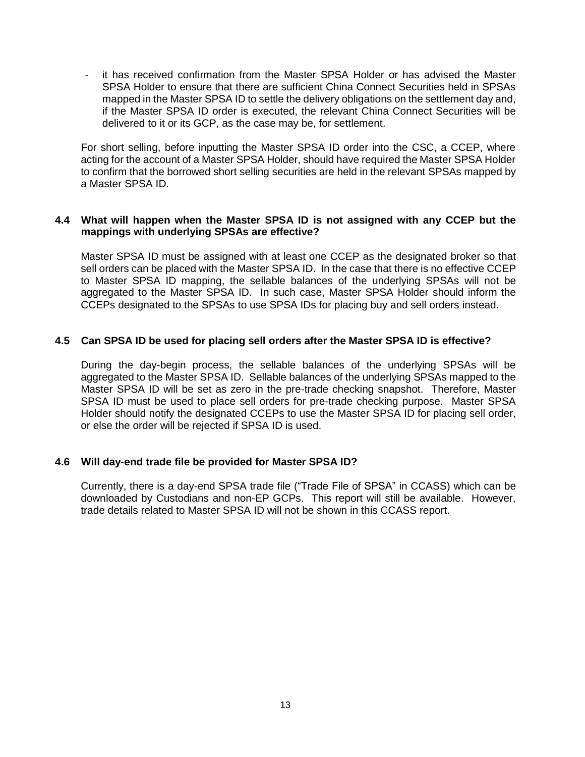- it has received confirmation from the Master SPSA Holder or has advised the Master SPSA Holder to ensure that there are sufficient China Connect Securities held in SPSAs mapped in the Master SPSA ID to settle the delivery obligations on the settlement day and, if the Master SPSA ID order is executed, the relevant China Connect Securities will be delivered to it or its GCP, as the case may be, for settlement.

For short selling, before inputting the Master SPSA ID order into the CSC, a CCEP, where acting for the account of a Master SPSA Holder, should have required the Master SPSA Holder to confirm that the borrowed short selling securities are held in the relevant SPSAs mapped by a Master SPSA ID.

### 4.4 What will happen when the Master SPSA ID is not assigned with any CCEP but the mappings with underlying SPSAs are effective?

Master SPSA ID must be assigned with at least one CCEP as the designated broker so that sell orders can be placed with the Master SPSA ID. In the case that there is no effective CCEP to Master SPSA ID mapping, the sellable balances of the underlying SPSAs will not be aggregated to the Master SPSA ID. In such case, Master SPSA Holder should inform the CCEPs designated to the SPSAs to use SPSA IDs for placing buy and sell orders instead.

### 4.5 Can SPSA ID be used for placing sell orders after the Master SPSA ID is effective?

During the day-begin process, the sellable balances of the underlying SPSAs will be aggregated to the Master SPSA ID. Sellable balances of the underlying SPSAs mapped to the Master SPSA ID will be set as zero in the pre-trade checking snapshot. Therefore, Master SPSA ID must be used to place sell orders for pre-trade checking purpose. Master SPSA Holder should notify the designated CCEPs to use the Master SPSA ID for placing sell order, or else the order will be rejected if SPSA ID is used.

### 4.6 Will day-end trade file be provided for Master SPSA ID?

Currently, there is a day-end SPSA trade file ("Trade File of SPSA" in CCASS) which can be downloaded by Custodians and non-EP GCPs. This report will still be available. However, trade details related to Master SPSA ID will not be shown in this CCASS report.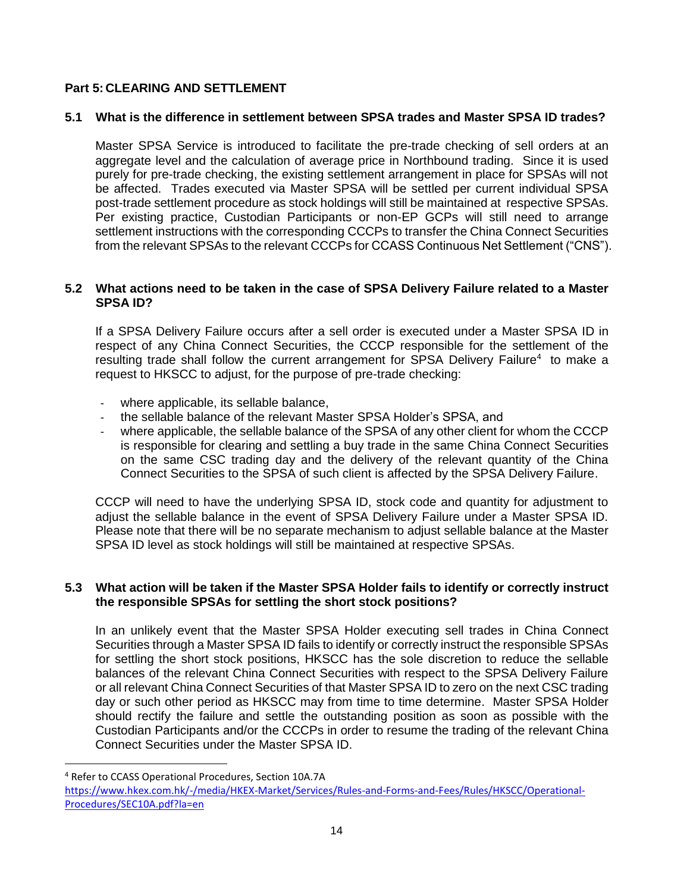## Part 5: CLEARING AND SETTLEMENT

### 5.1 What is the difference in settlement between SPSA trades and Master SPSA ID trades?

Master SPSA Service is introduced to facilitate the pre-trade checking of sell orders at an aggregate level and the calculation of average price in Northbound trading. Since it is used purely for pre-trade checking, the existing settlement arrangement in place for SPSAs will not be affected. Trades executed via Master SPSA will be settled per current individual SPSA post-trade settlement procedure as stock holdings will still be maintained at respective SPSAs. Per existing practice, Custodian Participants or non-EP GCPs will still need to arrange settlement instructions with the corresponding CCCPs to transfer the China Connect Securities from the relevant SPSAs to the relevant CCCPs for CCASS Continuous Net Settlement ("CNS").

### 5.2 What actions need to be taken in the case of SPSA Delivery Failure related to a Master SPSA ID?

If a SPSA Delivery Failure occurs after a sell order is executed under a Master SPSA ID in respect of any China Connect Securities, the CCCP responsible for the settlement of the resulting trade shall follow the current arrangement for SPSA Delivery Failure[4] to make a request to HKSCC to adjust, for the purpose of pre-trade checking:

- where applicable, its sellable balance,
- the sellable balance of the relevant Master SPSA Holder's SPSA, and
- where applicable, the sellable balance of the SPSA of any other client for whom the CCCP is responsible for clearing and settling a buy trade in the same China Connect Securities on the same CSC trading day and the delivery of the relevant quantity of the China Connect Securities to the SPSA of such client is affected by the SPSA Delivery Failure.

CCCP will need to have the underlying SPSA ID, stock code and quantity for adjustment to adjust the sellable balance in the event of SPSA Delivery Failure under a Master SPSA ID. Please note that there will be no separate mechanism to adjust sellable balance at the Master SPSA ID level as stock holdings will still be maintained at respective SPSAs.

### 5.3 What action will be taken if the Master SPSA Holder fails to identify or correctly instruct the responsible SPSAs for settling the short stock positions?

In an unlikely event that the Master SPSA Holder executing sell trades in China Connect Securities through a Master SPSA ID fails to identify or correctly instruct the responsible SPSAs for settling the short stock positions, HKSCC has the sole discretion to reduce the sellable balances of the relevant China Connect Securities with respect to the SPSA Delivery Failure or all relevant China Connect Securities of that Master SPSA ID to zero on the next CSC trading day or such other period as HKSCC may from time to time determine. Master SPSA Holder should rectify the failure and settle the outstanding position as soon as possible with the Custodian Participants and/or the CCCPs in order to resume the trading of the relevant China Connect Securities under the Master SPSA ID.

---

[4] Refer to CCASS Operational Procedures, Section 10A.7A
https://www.hkex.com.hk/-/media/HKEX-Market/Services/Rules-and-Forms-and-Fees/Rules/HKSCC/Operational-Procedures/SEC10A.pdf?la=en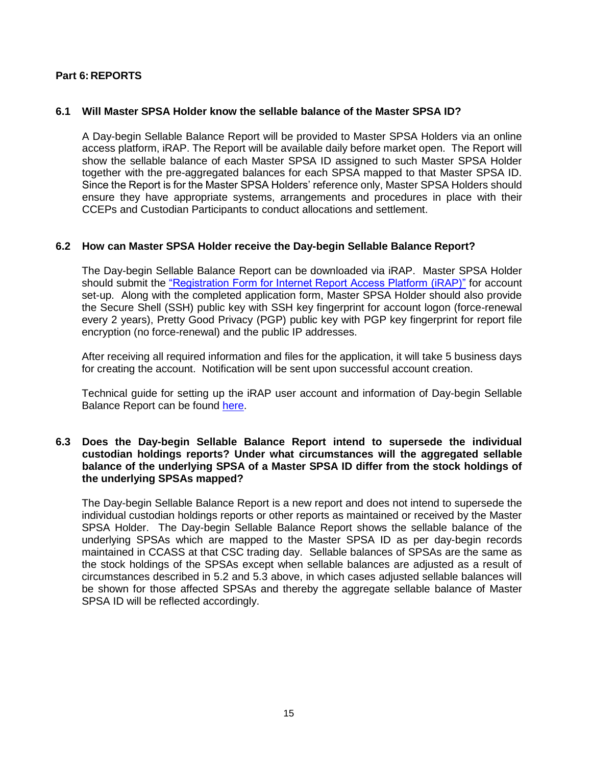## Part 6: REPORTS

### 6.1 Will Master SPSA Holder know the sellable balance of the Master SPSA ID?

A Day-begin Sellable Balance Report will be provided to Master SPSA Holders via an online access platform, iRAP. The Report will be available daily before market open. The Report will show the sellable balance of each Master SPSA ID assigned to such Master SPSA Holder together with the pre-aggregated balances for each SPSA mapped to that Master SPSA ID. Since the Report is for the Master SPSA Holders' reference only, Master SPSA Holders should ensure they have appropriate systems, arrangements and procedures in place with their CCEPs and Custodian Participants to conduct allocations and settlement.

### 6.2 How can Master SPSA Holder receive the Day-begin Sellable Balance Report?

The Day-begin Sellable Balance Report can be downloaded via iRAP. Master SPSA Holder should submit the "Registration Form for Internet Report Access Platform (iRAP)" for account set-up. Along with the completed application form, Master SPSA Holder should also provide the Secure Shell (SSH) public key with SSH key fingerprint for account logon (force-renewal every 2 years), Pretty Good Privacy (PGP) public key with PGP key fingerprint for report file encryption (no force-renewal) and the public IP addresses.

After receiving all required information and files for the application, it will take 5 business days for creating the account. Notification will be sent upon successful account creation.

Technical guide for setting up the iRAP user account and information of Day-begin Sellable Balance Report can be found here.

### 6.3 Does the Day-begin Sellable Balance Report intend to supersede the individual custodian holdings reports? Under what circumstances will the aggregated sellable balance of the underlying SPSA of a Master SPSA ID differ from the stock holdings of the underlying SPSAs mapped?

The Day-begin Sellable Balance Report is a new report and does not intend to supersede the individual custodian holdings reports or other reports as maintained or received by the Master SPSA Holder. The Day-begin Sellable Balance Report shows the sellable balance of the underlying SPSAs which are mapped to the Master SPSA ID as per day-begin records maintained in CCASS at that CSC trading day. Sellable balances of SPSAs are the same as the stock holdings of the SPSAs except when sellable balances are adjusted as a result of circumstances described in 5.2 and 5.3 above, in which cases adjusted sellable balances will be shown for those affected SPSAs and thereby the aggregate sellable balance of Master SPSA ID will be reflected accordingly.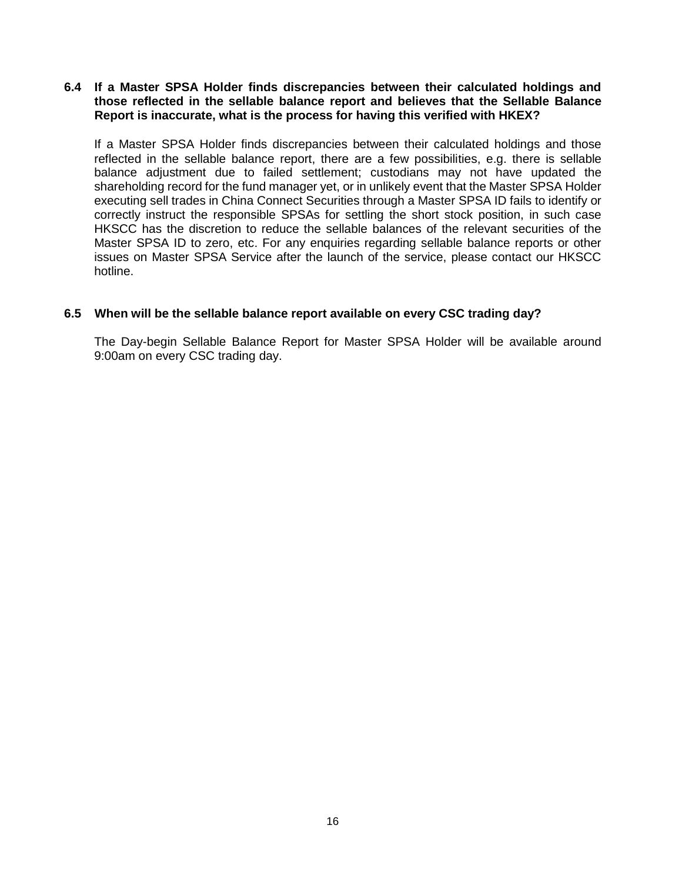**6.4 If a Master SPSA Holder finds discrepancies between their calculated holdings and those reflected in the sellable balance report and believes that the Sellable Balance Report is inaccurate, what is the process for having this verified with HKEX?**

If a Master SPSA Holder finds discrepancies between their calculated holdings and those reflected in the sellable balance report, there are a few possibilities, e.g. there is sellable balance adjustment due to failed settlement; custodians may not have updated the shareholding record for the fund manager yet, or in unlikely event that the Master SPSA Holder executing sell trades in China Connect Securities through a Master SPSA ID fails to identify or correctly instruct the responsible SPSAs for settling the short stock position, in such case HKSCC has the discretion to reduce the sellable balances of the relevant securities of the Master SPSA ID to zero, etc. For any enquiries regarding sellable balance reports or other issues on Master SPSA Service after the launch of the service, please contact our HKSCC hotline.

**6.5 When will be the sellable balance report available on every CSC trading day?**

The Day-begin Sellable Balance Report for Master SPSA Holder will be available around 9:00am on every CSC trading day.